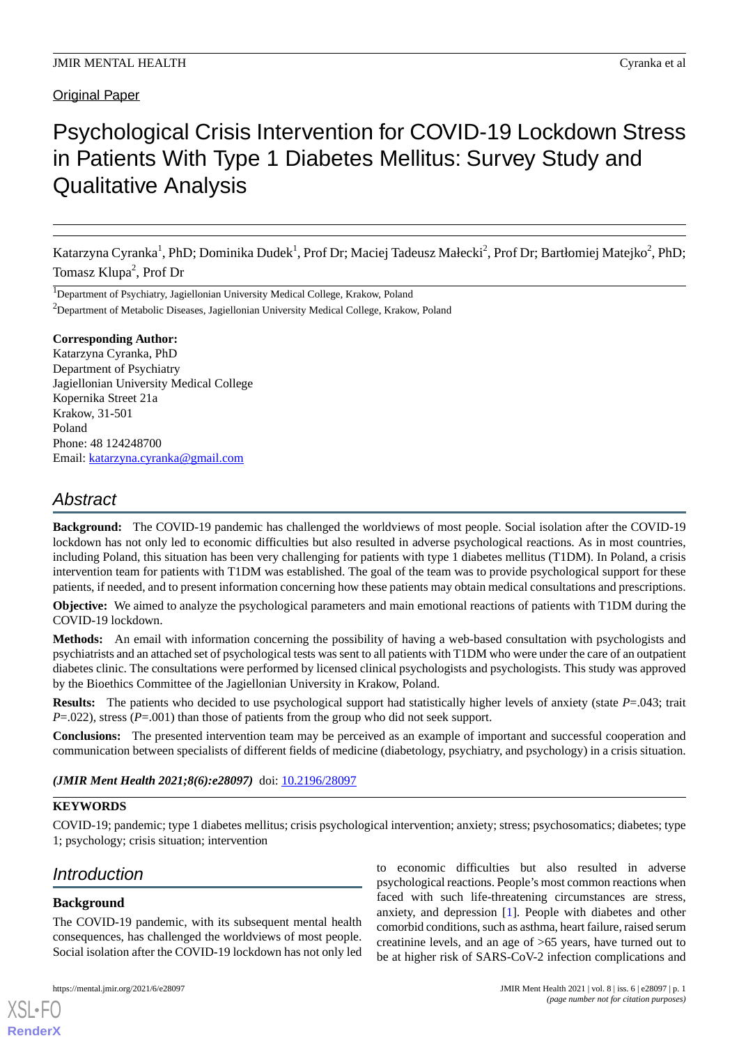Original Paper

# Psychological Crisis Intervention for COVID-19 Lockdown Stress in Patients With Type 1 Diabetes Mellitus: Survey Study and Qualitative Analysis

Katarzyna Cyranka[1], PhD; Dominika Dudek[1], Prof Dr; Maciej Tadeusz Małecki[2], Prof Dr; Bartłomiej Matejko[2], PhD; Tomasz Klupa[2], Prof Dr

[1]Department of Psychiatry, Jagiellonian University Medical College, Krakow, Poland

[2]Department of Metabolic Diseases, Jagiellonian University Medical College, Krakow, Poland

**Corresponding Author:**
Katarzyna Cyranka, PhD
Department of Psychiatry
Jagiellonian University Medical College
Kopernika Street 21a
Krakow, 31-501
Poland
Phone: 48 124248700
Email: katarzyna.cyranka@gmail.com

## Abstract

**Background:** The COVID-19 pandemic has challenged the worldviews of most people. Social isolation after the COVID-19 lockdown has not only led to economic difficulties but also resulted in adverse psychological reactions. As in most countries, including Poland, this situation has been very challenging for patients with type 1 diabetes mellitus (T1DM). In Poland, a crisis intervention team for patients with T1DM was established. The goal of the team was to provide psychological support for these patients, if needed, and to present information concerning how these patients may obtain medical consultations and prescriptions.

**Objective:** We aimed to analyze the psychological parameters and main emotional reactions of patients with T1DM during the COVID-19 lockdown.

**Methods:** An email with information concerning the possibility of having a web-based consultation with psychologists and psychiatrists and an attached set of psychological tests was sent to all patients with T1DM who were under the care of an outpatient diabetes clinic. The consultations were performed by licensed clinical psychologists and psychologists. This study was approved by the Bioethics Committee of the Jagiellonian University in Krakow, Poland.

**Results:** The patients who decided to use psychological support had statistically higher levels of anxiety (state *P*=.043; trait *P*=.022), stress (*P*=.001) than those of patients from the group who did not seek support.

**Conclusions:** The presented intervention team may be perceived as an example of important and successful cooperation and communication between specialists of different fields of medicine (diabetology, psychiatry, and psychology) in a crisis situation.

***(JMIR Ment Health 2021;8(6):e28097)*** doi: 10.2196/28097

**KEYWORDS**

COVID-19; pandemic; type 1 diabetes mellitus; crisis psychological intervention; anxiety; stress; psychosomatics; diabetes; type 1; psychology; crisis situation; intervention

## Introduction

### Background

The COVID-19 pandemic, with its subsequent mental health consequences, has challenged the worldviews of most people. Social isolation after the COVID-19 lockdown has not only led to economic difficulties but also resulted in adverse psychological reactions. People's most common reactions when faced with such life-threatening circumstances are stress, anxiety, and depression [1]. People with diabetes and other comorbid conditions, such as asthma, heart failure, raised serum creatinine levels, and an age of >65 years, have turned out to be at higher risk of SARS-CoV-2 infection complications and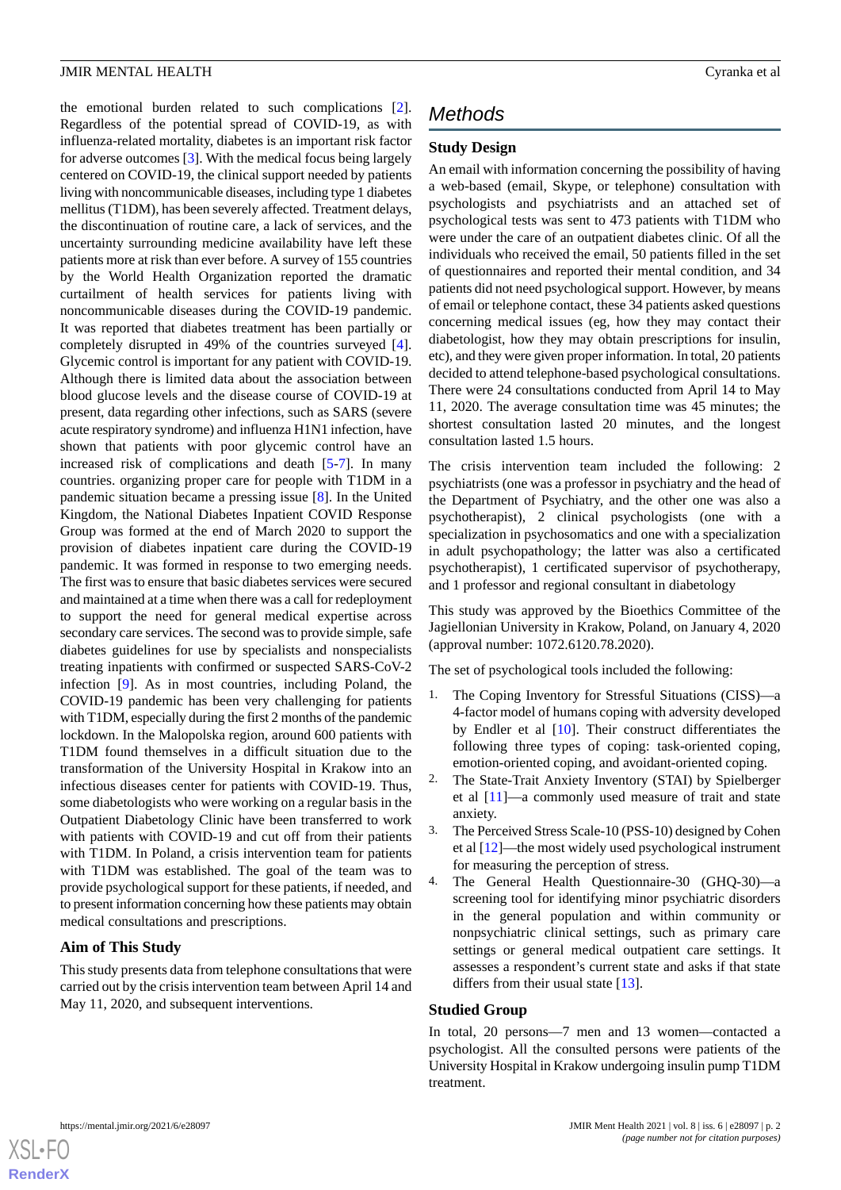the emotional burden related to such complications [2]. Regardless of the potential spread of COVID-19, as with influenza-related mortality, diabetes is an important risk factor for adverse outcomes [3]. With the medical focus being largely centered on COVID-19, the clinical support needed by patients living with noncommunicable diseases, including type 1 diabetes mellitus (T1DM), has been severely affected. Treatment delays, the discontinuation of routine care, a lack of services, and the uncertainty surrounding medicine availability have left these patients more at risk than ever before. A survey of 155 countries by the World Health Organization reported the dramatic curtailment of health services for patients living with noncommunicable diseases during the COVID-19 pandemic. It was reported that diabetes treatment has been partially or completely disrupted in 49% of the countries surveyed [4]. Glycemic control is important for any patient with COVID-19. Although there is limited data about the association between blood glucose levels and the disease course of COVID-19 at present, data regarding other infections, such as SARS (severe acute respiratory syndrome) and influenza H1N1 infection, have shown that patients with poor glycemic control have an increased risk of complications and death [5-7]. In many countries. organizing proper care for people with T1DM in a pandemic situation became a pressing issue [8]. In the United Kingdom, the National Diabetes Inpatient COVID Response Group was formed at the end of March 2020 to support the provision of diabetes inpatient care during the COVID-19 pandemic. It was formed in response to two emerging needs. The first was to ensure that basic diabetes services were secured and maintained at a time when there was a call for redeployment to support the need for general medical expertise across secondary care services. The second was to provide simple, safe diabetes guidelines for use by specialists and nonspecialists treating inpatients with confirmed or suspected SARS-CoV-2 infection [9]. As in most countries, including Poland, the COVID-19 pandemic has been very challenging for patients with T1DM, especially during the first 2 months of the pandemic lockdown. In the Malopolska region, around 600 patients with T1DM found themselves in a difficult situation due to the transformation of the University Hospital in Krakow into an infectious diseases center for patients with COVID-19. Thus, some diabetologists who were working on a regular basis in the Outpatient Diabetology Clinic have been transferred to work with patients with COVID-19 and cut off from their patients with T1DM. In Poland, a crisis intervention team for patients with T1DM was established. The goal of the team was to provide psychological support for these patients, if needed, and to present information concerning how these patients may obtain medical consultations and prescriptions.

### Aim of This Study

This study presents data from telephone consultations that were carried out by the crisis intervention team between April 14 and May 11, 2020, and subsequent interventions.

## Methods

### Study Design

An email with information concerning the possibility of having a web-based (email, Skype, or telephone) consultation with psychologists and psychiatrists and an attached set of psychological tests was sent to 473 patients with T1DM who were under the care of an outpatient diabetes clinic. Of all the individuals who received the email, 50 patients filled in the set of questionnaires and reported their mental condition, and 34 patients did not need psychological support. However, by means of email or telephone contact, these 34 patients asked questions concerning medical issues (eg, how they may contact their diabetologist, how they may obtain prescriptions for insulin, etc), and they were given proper information. In total, 20 patients decided to attend telephone-based psychological consultations. There were 24 consultations conducted from April 14 to May 11, 2020. The average consultation time was 45 minutes; the shortest consultation lasted 20 minutes, and the longest consultation lasted 1.5 hours.

The crisis intervention team included the following: 2 psychiatrists (one was a professor in psychiatry and the head of the Department of Psychiatry, and the other one was also a psychotherapist), 2 clinical psychologists (one with a specialization in psychosomatics and one with a specialization in adult psychopathology; the latter was also a certificated psychotherapist), 1 certificated supervisor of psychotherapy, and 1 professor and regional consultant in diabetology

This study was approved by the Bioethics Committee of the Jagiellonian University in Krakow, Poland, on January 4, 2020 (approval number: 1072.6120.78.2020).

The set of psychological tools included the following:

1. The Coping Inventory for Stressful Situations (CISS)—a 4-factor model of humans coping with adversity developed by Endler et al [10]. Their construct differentiates the following three types of coping: task-oriented coping, emotion-oriented coping, and avoidant-oriented coping.
2. The State-Trait Anxiety Inventory (STAI) by Spielberger et al [11]—a commonly used measure of trait and state anxiety.
3. The Perceived Stress Scale-10 (PSS-10) designed by Cohen et al [12]—the most widely used psychological instrument for measuring the perception of stress.
4. The General Health Questionnaire-30 (GHQ-30)—a screening tool for identifying minor psychiatric disorders in the general population and within community or nonpsychiatric clinical settings, such as primary care settings or general medical outpatient care settings. It assesses a respondent's current state and asks if that state differs from their usual state [13].

### Studied Group

In total, 20 persons—7 men and 13 women—contacted a psychologist. All the consulted persons were patients of the University Hospital in Krakow undergoing insulin pump T1DM treatment.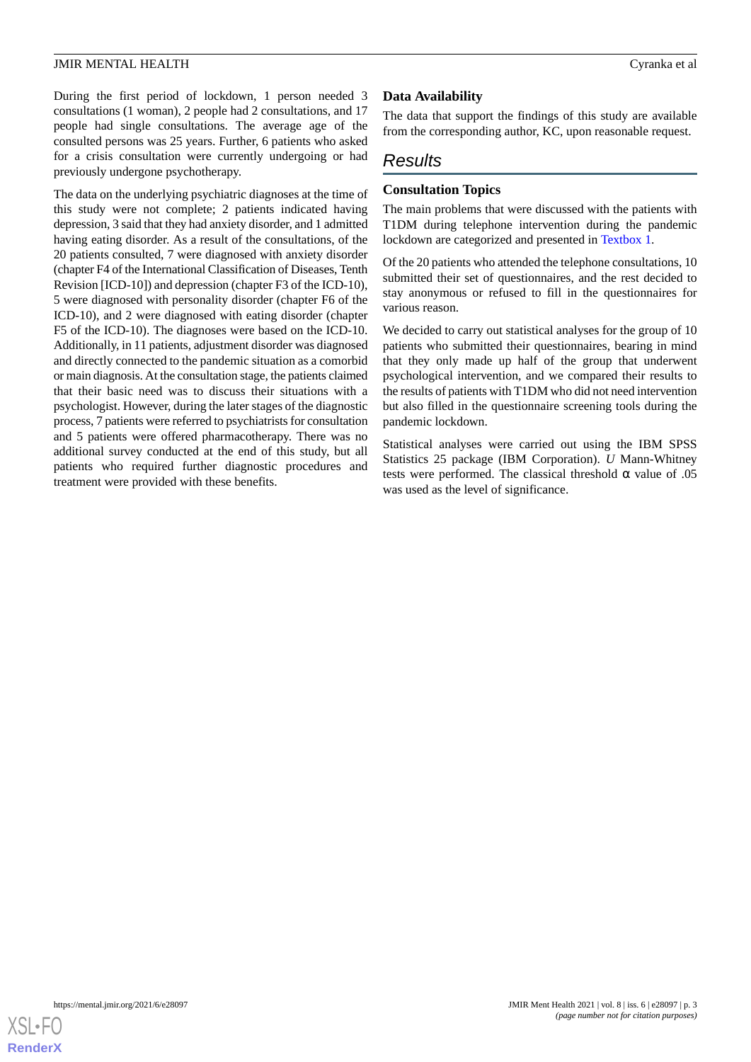During the first period of lockdown, 1 person needed 3 consultations (1 woman), 2 people had 2 consultations, and 17 people had single consultations. The average age of the consulted persons was 25 years. Further, 6 patients who asked for a crisis consultation were currently undergoing or had previously undergone psychotherapy.

The data on the underlying psychiatric diagnoses at the time of this study were not complete; 2 patients indicated having depression, 3 said that they had anxiety disorder, and 1 admitted having eating disorder. As a result of the consultations, of the 20 patients consulted, 7 were diagnosed with anxiety disorder (chapter F4 of the International Classification of Diseases, Tenth Revision [ICD-10]) and depression (chapter F3 of the ICD-10), 5 were diagnosed with personality disorder (chapter F6 of the ICD-10), and 2 were diagnosed with eating disorder (chapter F5 of the ICD-10). The diagnoses were based on the ICD-10. Additionally, in 11 patients, adjustment disorder was diagnosed and directly connected to the pandemic situation as a comorbid or main diagnosis. At the consultation stage, the patients claimed that their basic need was to discuss their situations with a psychologist. However, during the later stages of the diagnostic process, 7 patients were referred to psychiatrists for consultation and 5 patients were offered pharmacotherapy. There was no additional survey conducted at the end of this study, but all patients who required further diagnostic procedures and treatment were provided with these benefits.

### Data Availability

The data that support the findings of this study are available from the corresponding author, KC, upon reasonable request.

## Results

### Consultation Topics

The main problems that were discussed with the patients with T1DM during telephone intervention during the pandemic lockdown are categorized and presented in Textbox 1.

Of the 20 patients who attended the telephone consultations, 10 submitted their set of questionnaires, and the rest decided to stay anonymous or refused to fill in the questionnaires for various reason.

We decided to carry out statistical analyses for the group of 10 patients who submitted their questionnaires, bearing in mind that they only made up half of the group that underwent psychological intervention, and we compared their results to the results of patients with T1DM who did not need intervention but also filled in the questionnaire screening tools during the pandemic lockdown.

Statistical analyses were carried out using the IBM SPSS Statistics 25 package (IBM Corporation). *U* Mann-Whitney tests were performed. The classical threshold $\alpha$ value of .05 was used as the level of significance.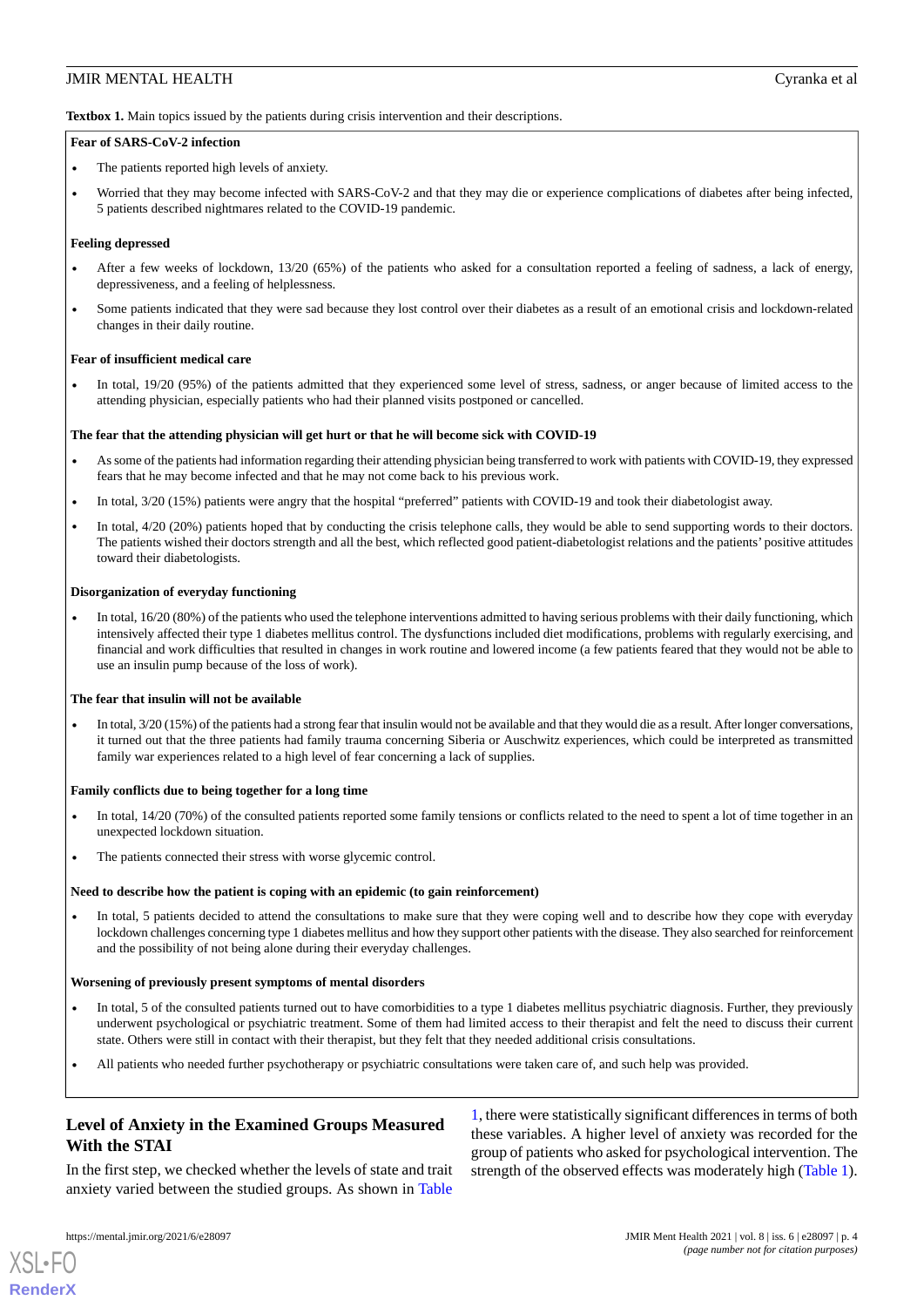**Textbox 1.** Main topics issued by the patients during crisis intervention and their descriptions.

**Fear of SARS-CoV-2 infection**

- The patients reported high levels of anxiety.
- Worried that they may become infected with SARS-CoV-2 and that they may die or experience complications of diabetes after being infected, 5 patients described nightmares related to the COVID-19 pandemic.

**Feeling depressed**

- After a few weeks of lockdown, 13/20 (65%) of the patients who asked for a consultation reported a feeling of sadness, a lack of energy, depressiveness, and a feeling of helplessness.
- Some patients indicated that they were sad because they lost control over their diabetes as a result of an emotional crisis and lockdown-related changes in their daily routine.

**Fear of insufficient medical care**

- In total, 19/20 (95%) of the patients admitted that they experienced some level of stress, sadness, or anger because of limited access to the attending physician, especially patients who had their planned visits postponed or cancelled.

**The fear that the attending physician will get hurt or that he will become sick with COVID-19**

- As some of the patients had information regarding their attending physician being transferred to work with patients with COVID-19, they expressed fears that he may become infected and that he may not come back to his previous work.
- In total, 3/20 (15%) patients were angry that the hospital "preferred" patients with COVID-19 and took their diabetologist away.
- In total, 4/20 (20%) patients hoped that by conducting the crisis telephone calls, they would be able to send supporting words to their doctors. The patients wished their doctors strength and all the best, which reflected good patient-diabetologist relations and the patients' positive attitudes toward their diabetologists.

**Disorganization of everyday functioning**

- In total, 16/20 (80%) of the patients who used the telephone interventions admitted to having serious problems with their daily functioning, which intensively affected their type 1 diabetes mellitus control. The dysfunctions included diet modifications, problems with regularly exercising, and financial and work difficulties that resulted in changes in work routine and lowered income (a few patients feared that they would not be able to use an insulin pump because of the loss of work).

**The fear that insulin will not be available**

- In total, 3/20 (15%) of the patients had a strong fear that insulin would not be available and that they would die as a result. After longer conversations, it turned out that the three patients had family trauma concerning Siberia or Auschwitz experiences, which could be interpreted as transmitted family war experiences related to a high level of fear concerning a lack of supplies.

**Family conflicts due to being together for a long time**

- In total, 14/20 (70%) of the consulted patients reported some family tensions or conflicts related to the need to spent a lot of time together in an unexpected lockdown situation.
- The patients connected their stress with worse glycemic control.

**Need to describe how the patient is coping with an epidemic (to gain reinforcement)**

- In total, 5 patients decided to attend the consultations to make sure that they were coping well and to describe how they cope with everyday lockdown challenges concerning type 1 diabetes mellitus and how they support other patients with the disease. They also searched for reinforcement and the possibility of not being alone during their everyday challenges.

**Worsening of previously present symptoms of mental disorders**

- In total, 5 of the consulted patients turned out to have comorbidities to a type 1 diabetes mellitus psychiatric diagnosis. Further, they previously underwent psychological or psychiatric treatment. Some of them had limited access to their therapist and felt the need to discuss their current state. Others were still in contact with their therapist, but they felt that they needed additional crisis consultations.
- All patients who needed further psychotherapy or psychiatric consultations were taken care of, and such help was provided.

## Level of Anxiety in the Examined Groups Measured With the STAI

In the first step, we checked whether the levels of state and trait anxiety varied between the studied groups. As shown in Table 1, there were statistically significant differences in terms of both these variables. A higher level of anxiety was recorded for the group of patients who asked for psychological intervention. The strength of the observed effects was moderately high (Table 1).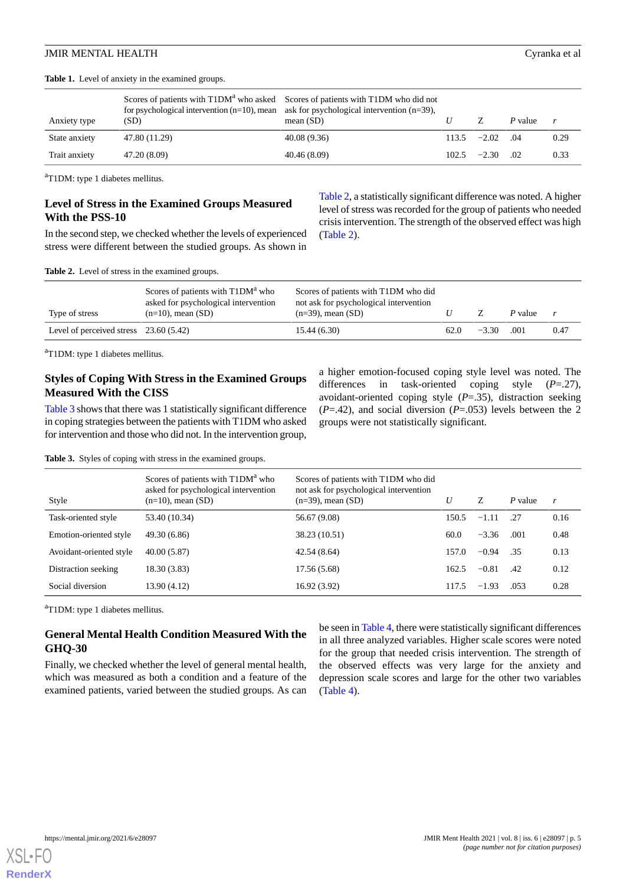**Table 1.** Level of anxiety in the examined groups.

| Anxiety type | Scores of patients with T1DM[a] who asked for psychological intervention (n=10), mean (SD) | Scores of patients with T1DM who did not ask for psychological intervention (n=39), mean (SD) | *U* | Z | *P* value | *r* |
|---|---|---|---|---|---|---|
| State anxiety | 47.80 (11.29) | 40.08 (9.36) | 113.5 | −2.02 | .04 | 0.29 |
| Trait anxiety | 47.20 (8.09) | 40.46 (8.09) | 102.5 | −2.30 | .02 | 0.33 |

[a]T1DM: type 1 diabetes mellitus.

## Level of Stress in the Examined Groups Measured With the PSS-10

In the second step, we checked whether the levels of experienced stress were different between the studied groups. As shown in Table 2, a statistically significant difference was noted. A higher level of stress was recorded for the group of patients who needed crisis intervention. The strength of the observed effect was high (Table 2).

**Table 2.** Level of stress in the examined groups.

| Type of stress | Scores of patients with T1DM[a] who asked for psychological intervention (n=10), mean (SD) | Scores of patients with T1DM who did not ask for psychological intervention (n=39), mean (SD) | *U* | Z | *P* value | *r* |
|---|---|---|---|---|---|---|
| Level of perceived stress | 23.60 (5.42) | 15.44 (6.30) | 62.0 | −3.30 | .001 | 0.47 |

[a]T1DM: type 1 diabetes mellitus.

## Styles of Coping With Stress in the Examined Groups Measured With the CISS

Table 3 shows that there was 1 statistically significant difference in coping strategies between the patients with T1DM who asked for intervention and those who did not. In the intervention group, a higher emotion-focused coping style level was noted. The differences in task-oriented coping style (*P*=.27), avoidant-oriented coping style (*P*=.35), distraction seeking (*P*=.42), and social diversion (*P*=.053) levels between the 2 groups were not statistically significant.

**Table 3.** Styles of coping with stress in the examined groups.

| Style | Scores of patients with T1DM[a] who asked for psychological intervention (n=10), mean (SD) | Scores of patients with T1DM who did not ask for psychological intervention (n=39), mean (SD) | *U* | Z | *P* value | *r* |
|---|---|---|---|---|---|---|
| Task-oriented style | 53.40 (10.34) | 56.67 (9.08) | 150.5 | −1.11 | .27 | 0.16 |
| Emotion-oriented style | 49.30 (6.86) | 38.23 (10.51) | 60.0 | −3.36 | .001 | 0.48 |
| Avoidant-oriented style | 40.00 (5.87) | 42.54 (8.64) | 157.0 | −0.94 | .35 | 0.13 |
| Distraction seeking | 18.30 (3.83) | 17.56 (5.68) | 162.5 | −0.81 | .42 | 0.12 |
| Social diversion | 13.90 (4.12) | 16.92 (3.92) | 117.5 | −1.93 | .053 | 0.28 |

[a]T1DM: type 1 diabetes mellitus.

## General Mental Health Condition Measured With the GHQ-30

Finally, we checked whether the level of general mental health, which was measured as both a condition and a feature of the examined patients, varied between the studied groups. As can be seen in Table 4, there were statistically significant differences in all three analyzed variables. Higher scale scores were noted for the group that needed crisis intervention. The strength of the observed effects was very large for the anxiety and depression scale scores and large for the other two variables (Table 4).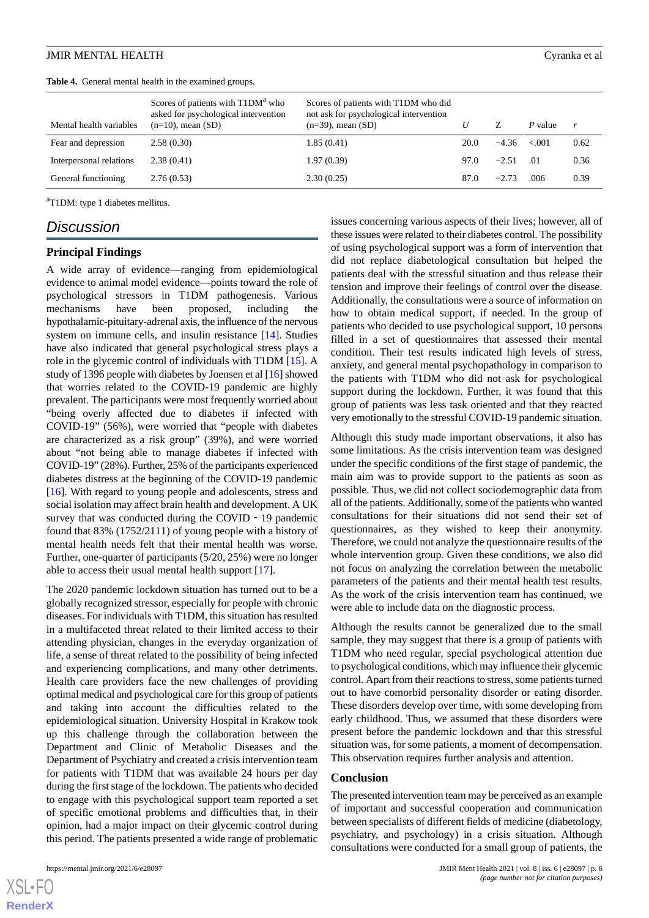**Table 4.** General mental health in the examined groups.

| Mental health variables | Scores of patients with T1DM[a] who asked for psychological intervention (n=10), mean (SD) | Scores of patients with T1DM who did not ask for psychological intervention (n=39), mean (SD) | *U* | Z | *P* value | *r* |
|---|---|---|---|---|---|---|
| Fear and depression | 2.58 (0.30) | 1.85 (0.41) | 20.0 | −4.36 | <.001 | 0.62 |
| Interpersonal relations | 2.38 (0.41) | 1.97 (0.39) | 97.0 | −2.51 | .01 | 0.36 |
| General functioning | 2.76 (0.53) | 2.30 (0.25) | 87.0 | −2.73 | .006 | 0.39 |

[a]T1DM: type 1 diabetes mellitus.

## Discussion

### Principal Findings

A wide array of evidence—ranging from epidemiological evidence to animal model evidence—points toward the role of psychological stressors in T1DM pathogenesis. Various mechanisms have been proposed, including the hypothalamic-pituitary-adrenal axis, the influence of the nervous system on immune cells, and insulin resistance [14]. Studies have also indicated that general psychological stress plays a role in the glycemic control of individuals with T1DM [15]. A study of 1396 people with diabetes by Joensen et al [16] showed that worries related to the COVID-19 pandemic are highly prevalent. The participants were most frequently worried about "being overly affected due to diabetes if infected with COVID-19" (56%), were worried that "people with diabetes are characterized as a risk group" (39%), and were worried about "not being able to manage diabetes if infected with COVID-19" (28%). Further, 25% of the participants experienced diabetes distress at the beginning of the COVID-19 pandemic [16]. With regard to young people and adolescents, stress and social isolation may affect brain health and development. A UK survey that was conducted during the COVID‐19 pandemic found that 83% (1752/2111) of young people with a history of mental health needs felt that their mental health was worse. Further, one-quarter of participants (5/20, 25%) were no longer able to access their usual mental health support [17].

The 2020 pandemic lockdown situation has turned out to be a globally recognized stressor, especially for people with chronic diseases. For individuals with T1DM, this situation has resulted in a multifaceted threat related to their limited access to their attending physician, changes in the everyday organization of life, a sense of threat related to the possibility of being infected and experiencing complications, and many other detriments. Health care providers face the new challenges of providing optimal medical and psychological care for this group of patients and taking into account the difficulties related to the epidemiological situation. University Hospital in Krakow took up this challenge through the collaboration between the Department and Clinic of Metabolic Diseases and the Department of Psychiatry and created a crisis intervention team for patients with T1DM that was available 24 hours per day during the first stage of the lockdown. The patients who decided to engage with this psychological support team reported a set of specific emotional problems and difficulties that, in their opinion, had a major impact on their glycemic control during this period. The patients presented a wide range of problematic issues concerning various aspects of their lives; however, all of these issues were related to their diabetes control. The possibility of using psychological support was a form of intervention that did not replace diabetological consultation but helped the patients deal with the stressful situation and thus release their tension and improve their feelings of control over the disease. Additionally, the consultations were a source of information on how to obtain medical support, if needed. In the group of patients who decided to use psychological support, 10 persons filled in a set of questionnaires that assessed their mental condition. Their test results indicated high levels of stress, anxiety, and general mental psychopathology in comparison to the patients with T1DM who did not ask for psychological support during the lockdown. Further, it was found that this group of patients was less task oriented and that they reacted very emotionally to the stressful COVID-19 pandemic situation.

Although this study made important observations, it also has some limitations. As the crisis intervention team was designed under the specific conditions of the first stage of pandemic, the main aim was to provide support to the patients as soon as possible. Thus, we did not collect sociodemographic data from all of the patients. Additionally, some of the patients who wanted consultations for their situations did not send their set of questionnaires, as they wished to keep their anonymity. Therefore, we could not analyze the questionnaire results of the whole intervention group. Given these conditions, we also did not focus on analyzing the correlation between the metabolic parameters of the patients and their mental health test results. As the work of the crisis intervention team has continued, we were able to include data on the diagnostic process.

Although the results cannot be generalized due to the small sample, they may suggest that there is a group of patients with T1DM who need regular, special psychological attention due to psychological conditions, which may influence their glycemic control. Apart from their reactions to stress, some patients turned out to have comorbid personality disorder or eating disorder. These disorders develop over time, with some developing from early childhood. Thus, we assumed that these disorders were present before the pandemic lockdown and that this stressful situation was, for some patients, a moment of decompensation. This observation requires further analysis and attention.

### Conclusion

The presented intervention team may be perceived as an example of important and successful cooperation and communication between specialists of different fields of medicine (diabetology, psychiatry, and psychology) in a crisis situation. Although consultations were conducted for a small group of patients, the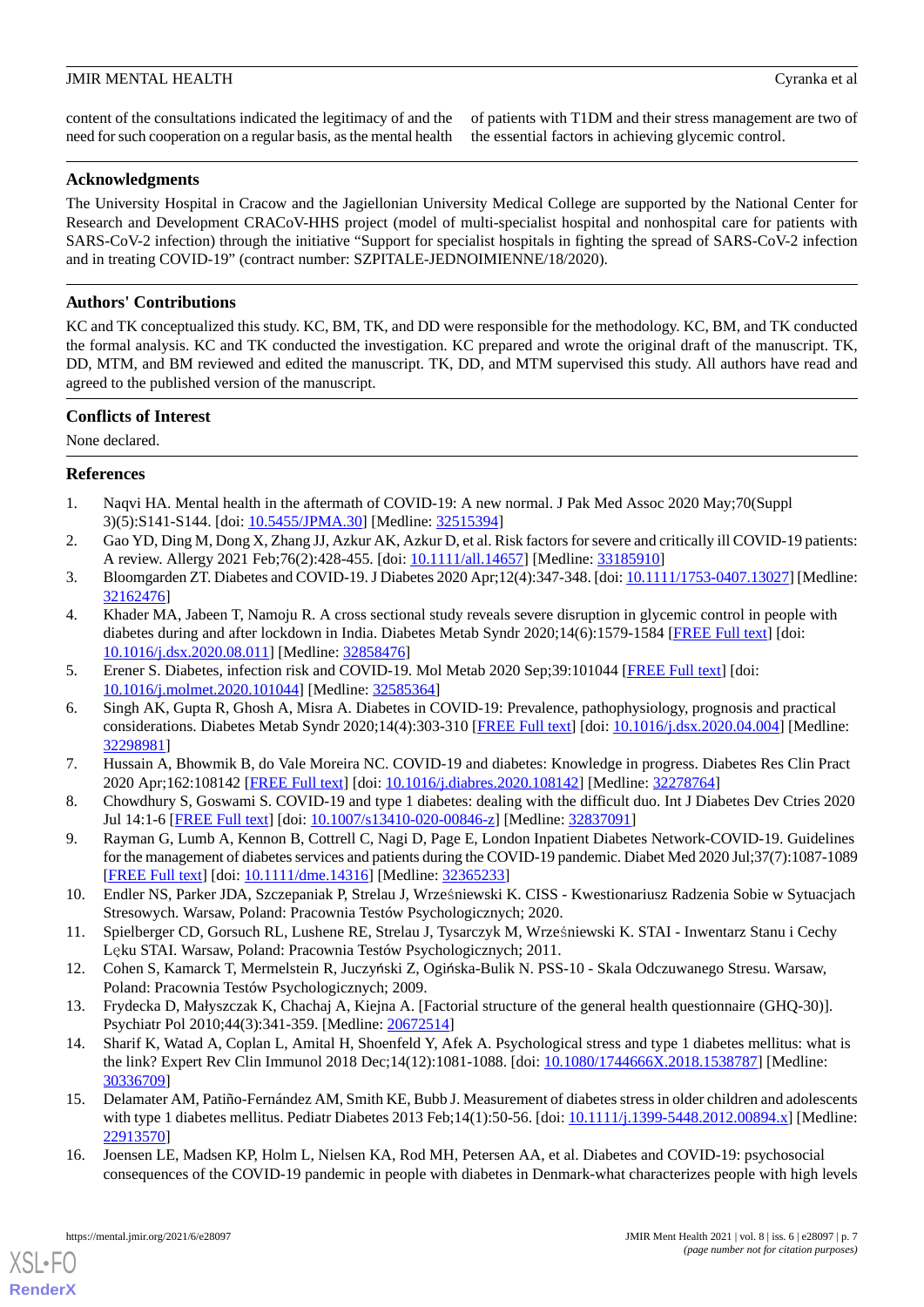content of the consultations indicated the legitimacy of and the need for such cooperation on a regular basis, as the mental health of patients with T1DM and their stress management are two of the essential factors in achieving glycemic control.

## Acknowledgments

The University Hospital in Cracow and the Jagiellonian University Medical College are supported by the National Center for Research and Development CRACoV-HHS project (model of multi-specialist hospital and nonhospital care for patients with SARS-CoV-2 infection) through the initiative "Support for specialist hospitals in fighting the spread of SARS-CoV-2 infection and in treating COVID-19" (contract number: SZPITALE-JEDNOIMIENNE/18/2020).

## Authors' Contributions

KC and TK conceptualized this study. KC, BM, TK, and DD were responsible for the methodology. KC, BM, and TK conducted the formal analysis. KC and TK conducted the investigation. KC prepared and wrote the original draft of the manuscript. TK, DD, MTM, and BM reviewed and edited the manuscript. TK, DD, and MTM supervised this study. All authors have read and agreed to the published version of the manuscript.

## Conflicts of Interest

None declared.

## References

1. Naqvi HA. Mental health in the aftermath of COVID-19: A new normal. J Pak Med Assoc 2020 May;70(Suppl 3)(5):S141-S144. [doi: 10.5455/JPMA.30] [Medline: 32515394]
2. Gao YD, Ding M, Dong X, Zhang JJ, Azkur AK, Azkur D, et al. Risk factors for severe and critically ill COVID-19 patients: A review. Allergy 2021 Feb;76(2):428-455. [doi: 10.1111/all.14657] [Medline: 33185910]
3. Bloomgarden ZT. Diabetes and COVID-19. J Diabetes 2020 Apr;12(4):347-348. [doi: 10.1111/1753-0407.13027] [Medline: 32162476]
4. Khader MA, Jabeen T, Namoju R. A cross sectional study reveals severe disruption in glycemic control in people with diabetes during and after lockdown in India. Diabetes Metab Syndr 2020;14(6):1579-1584 [FREE Full text] [doi: 10.1016/j.dsx.2020.08.011] [Medline: 32858476]
5. Erener S. Diabetes, infection risk and COVID-19. Mol Metab 2020 Sep;39:101044 [FREE Full text] [doi: 10.1016/j.molmet.2020.101044] [Medline: 32585364]
6. Singh AK, Gupta R, Ghosh A, Misra A. Diabetes in COVID-19: Prevalence, pathophysiology, prognosis and practical considerations. Diabetes Metab Syndr 2020;14(4):303-310 [FREE Full text] [doi: 10.1016/j.dsx.2020.04.004] [Medline: 32298981]
7. Hussain A, Bhowmik B, do Vale Moreira NC. COVID-19 and diabetes: Knowledge in progress. Diabetes Res Clin Pract 2020 Apr;162:108142 [FREE Full text] [doi: 10.1016/j.diabres.2020.108142] [Medline: 32278764]
8. Chowdhury S, Goswami S. COVID-19 and type 1 diabetes: dealing with the difficult duo. Int J Diabetes Dev Ctries 2020 Jul 14:1-6 [FREE Full text] [doi: 10.1007/s13410-020-00846-z] [Medline: 32837091]
9. Rayman G, Lumb A, Kennon B, Cottrell C, Nagi D, Page E, London Inpatient Diabetes Network-COVID-19. Guidelines for the management of diabetes services and patients during the COVID-19 pandemic. Diabet Med 2020 Jul;37(7):1087-1089 [FREE Full text] [doi: 10.1111/dme.14316] [Medline: 32365233]
10. Endler NS, Parker JDA, Szczepaniak P, Strelau J, Wrześniewski K. CISS - Kwestionariusz Radzenia Sobie w Sytuacjach Stresowych. Warsaw, Poland: Pracownia Testów Psychologicznych; 2020.
11. Spielberger CD, Gorsuch RL, Lushene RE, Strelau J, Tysarczyk M, Wrześniewski K. STAI - Inwentarz Stanu i Cechy Lęku STAI. Warsaw, Poland: Pracownia Testów Psychologicznych; 2011.
12. Cohen S, Kamarck T, Mermelstein R, Juczyński Z, Ogińska-Bulik N. PSS-10 - Skala Odczuwanego Stresu. Warsaw, Poland: Pracownia Testów Psychologicznych; 2009.
13. Frydecka D, Małyszczak K, Chachaj A, Kiejna A. [Factorial structure of the general health questionnaire (GHQ-30)]. Psychiatr Pol 2010;44(3):341-359. [Medline: 20672514]
14. Sharif K, Watad A, Coplan L, Amital H, Shoenfeld Y, Afek A. Psychological stress and type 1 diabetes mellitus: what is the link? Expert Rev Clin Immunol 2018 Dec;14(12):1081-1088. [doi: 10.1080/1744666X.2018.1538787] [Medline: 30336709]
15. Delamater AM, Patiño-Fernández AM, Smith KE, Bubb J. Measurement of diabetes stress in older children and adolescents with type 1 diabetes mellitus. Pediatr Diabetes 2013 Feb;14(1):50-56. [doi: 10.1111/j.1399-5448.2012.00894.x] [Medline: 22913570]
16. Joensen LE, Madsen KP, Holm L, Nielsen KA, Rod MH, Petersen AA, et al. Diabetes and COVID-19: psychosocial consequences of the COVID-19 pandemic in people with diabetes in Denmark-what characterizes people with high levels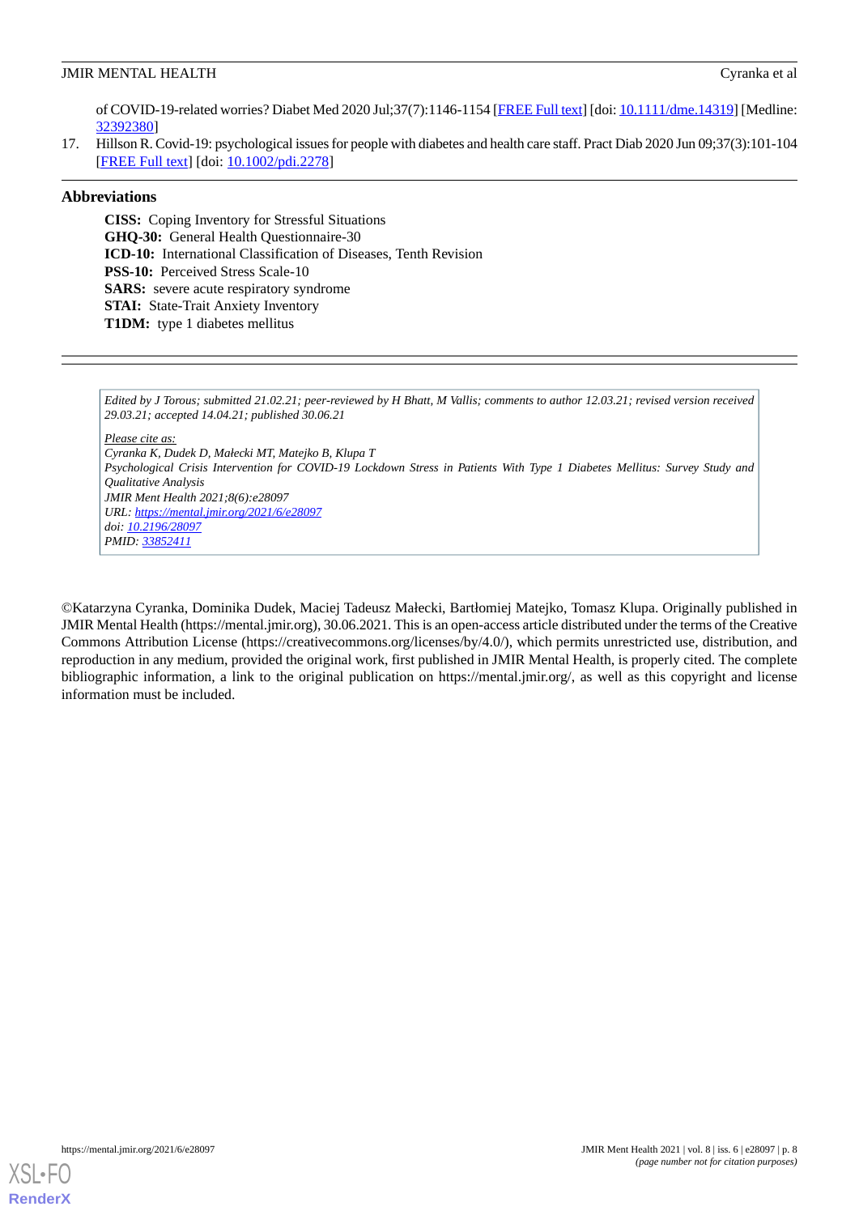of COVID-19-related worries? Diabet Med 2020 Jul;37(7):1146-1154 [FREE Full text] [doi: 10.1111/dme.14319] [Medline: 32392380]

17. Hillson R. Covid-19: psychological issues for people with diabetes and health care staff. Pract Diab 2020 Jun 09;37(3):101-104 [FREE Full text] [doi: 10.1002/pdi.2278]

## Abbreviations

**CISS:** Coping Inventory for Stressful Situations
**GHQ-30:** General Health Questionnaire-30
**ICD-10:** International Classification of Diseases, Tenth Revision
**PSS-10:** Perceived Stress Scale-10
**SARS:** severe acute respiratory syndrome
**STAI:** State-Trait Anxiety Inventory
**T1DM:** type 1 diabetes mellitus

---

*Edited by J Torous; submitted 21.02.21; peer-reviewed by H Bhatt, M Vallis; comments to author 12.03.21; revised version received 29.03.21; accepted 14.04.21; published 30.06.21*

*Please cite as:*
*Cyranka K, Dudek D, Małecki MT, Matejko B, Klupa T*
*Psychological Crisis Intervention for COVID-19 Lockdown Stress in Patients With Type 1 Diabetes Mellitus: Survey Study and Qualitative Analysis*
*JMIR Ment Health 2021;8(6):e28097*
*URL: https://mental.jmir.org/2021/6/e28097*
*doi: 10.2196/28097*
*PMID: 33852411*

©Katarzyna Cyranka, Dominika Dudek, Maciej Tadeusz Małecki, Bartłomiej Matejko, Tomasz Klupa. Originally published in JMIR Mental Health (https://mental.jmir.org), 30.06.2021. This is an open-access article distributed under the terms of the Creative Commons Attribution License (https://creativecommons.org/licenses/by/4.0/), which permits unrestricted use, distribution, and reproduction in any medium, provided the original work, first published in JMIR Mental Health, is properly cited. The complete bibliographic information, a link to the original publication on https://mental.jmir.org/, as well as this copyright and license information must be included.